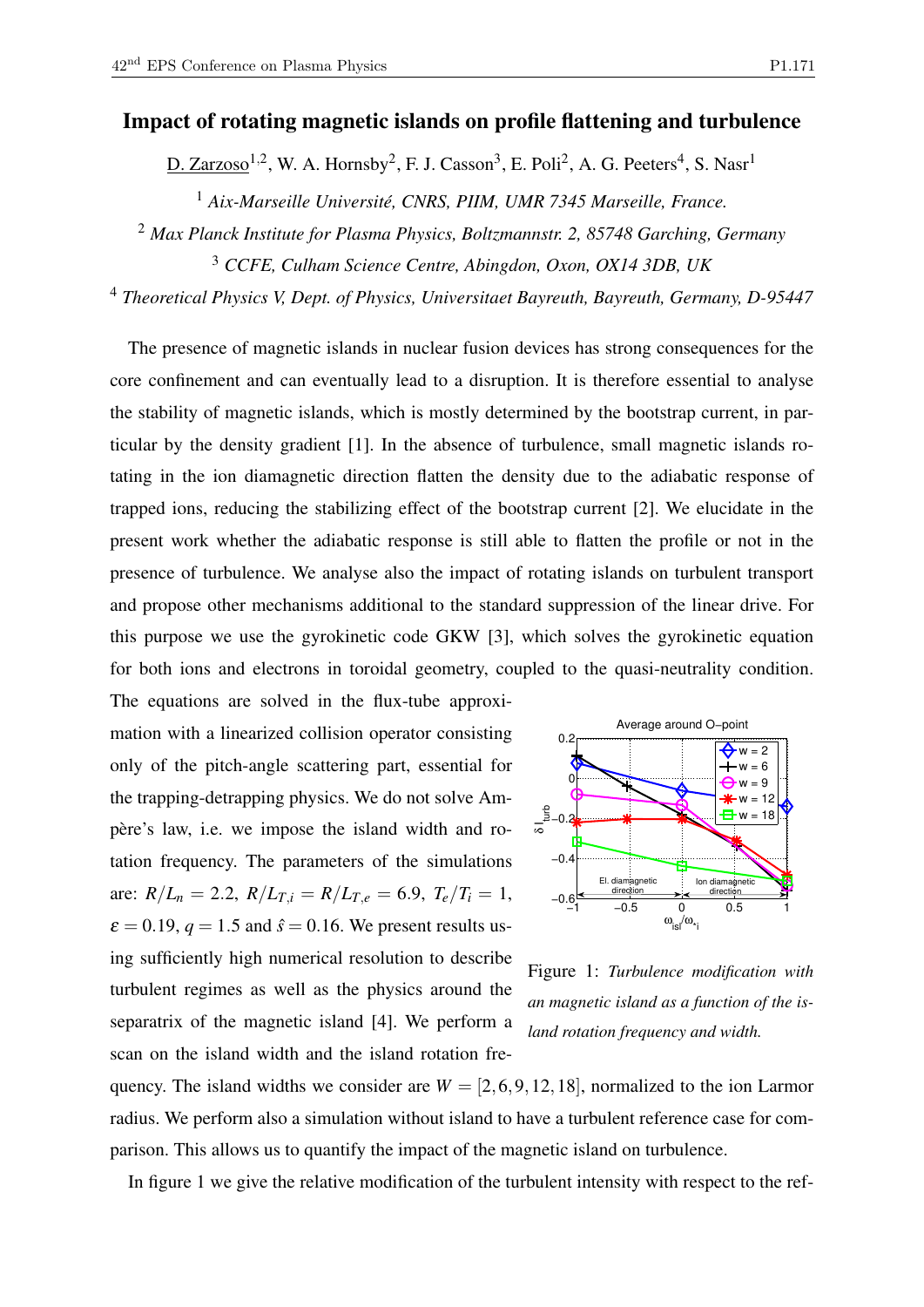# Impact of rotating magnetic islands on profile flattening and turbulence

D. Zarzoso[1,2], W. A. Hornsby[2], F. J. Casson[3], E. Poli[2], A. G. Peeters[4], S. Nasr[1]

[1] *Aix-Marseille Université, CNRS, PIIM, UMR 7345 Marseille, France.*

[2] *Max Planck Institute for Plasma Physics, Boltzmannstr. 2, 85748 Garching, Germany*

[3] *CCFE, Culham Science Centre, Abingdon, Oxon, OX14 3DB, UK*

[4] *Theoretical Physics V, Dept. of Physics, Universitaet Bayreuth, Bayreuth, Germany, D-95447*

The presence of magnetic islands in nuclear fusion devices has strong consequences for the core confinement and can eventually lead to a disruption. It is therefore essential to analyse the stability of magnetic islands, which is mostly determined by the bootstrap current, in particular by the density gradient [1]. In the absence of turbulence, small magnetic islands rotating in the ion diamagnetic direction flatten the density due to the adiabatic response of trapped ions, reducing the stabilizing effect of the bootstrap current [2]. We elucidate in the present work whether the adiabatic response is still able to flatten the profile or not in the presence of turbulence. We analyse also the impact of rotating islands on turbulent transport and propose other mechanisms additional to the standard suppression of the linear drive. For this purpose we use the gyrokinetic code GKW [3], which solves the gyrokinetic equation for both ions and electrons in toroidal geometry, coupled to the quasi-neutrality condition. The equations are solved in the flux-tube approximation with a linearized collision operator consisting only of the pitch-angle scattering part, essential for the trapping-detrapping physics. We do not solve Ampère's law, i.e. we impose the island width and rotation frequency. The parameters of the simulations are: $R/L_n = 2.2$, $R/L_{T,i} = R/L_{T,e} = 6.9$, $T_e/T_i = 1$, $\varepsilon = 0.19$, $q = 1.5$ and $\hat{s} = 0.16$. We present results using sufficiently high numerical resolution to describe turbulent regimes as well as the physics around the separatrix of the magnetic island [4]. We perform a scan on the island width and the island rotation frequency. The island widths we consider are $W = [2, 6, 9, 12, 18]$, normalized to the ion Larmor radius. We perform also a simulation without island to have a turbulent reference case for comparison. This allows us to quantify the impact of the magnetic island on turbulence.

Figure 1: *Turbulence modification with an magnetic island as a function of the island rotation frequency and width.*

In figure 1 we give the relative modification of the turbulent intensity with respect to the ref-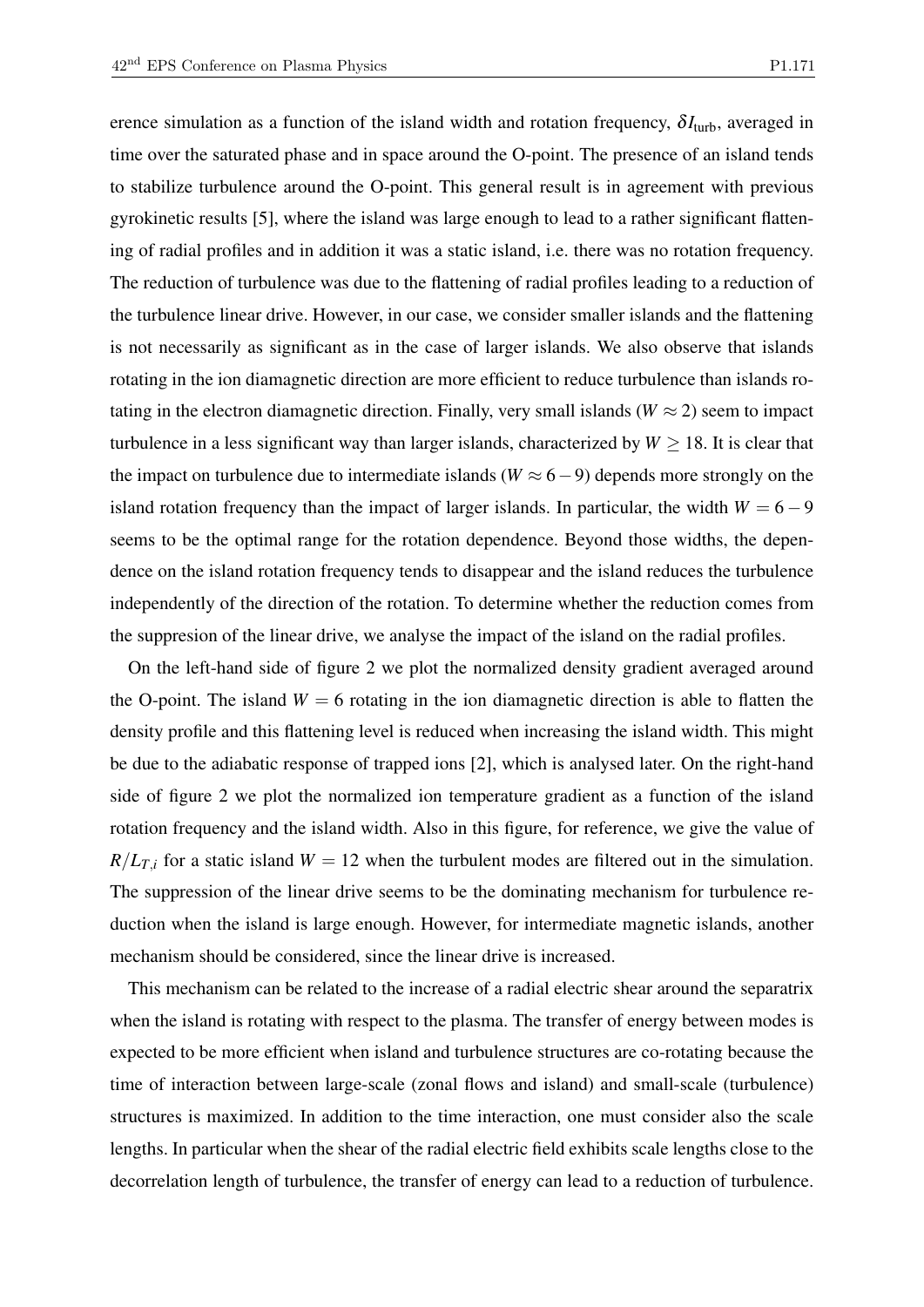erence simulation as a function of the island width and rotation frequency, $\delta I_{\text{turb}}$, averaged in time over the saturated phase and in space around the O-point. The presence of an island tends to stabilize turbulence around the O-point. This general result is in agreement with previous gyrokinetic results [5], where the island was large enough to lead to a rather significant flattening of radial profiles and in addition it was a static island, i.e. there was no rotation frequency. The reduction of turbulence was due to the flattening of radial profiles leading to a reduction of the turbulence linear drive. However, in our case, we consider smaller islands and the flattening is not necessarily as significant as in the case of larger islands. We also observe that islands rotating in the ion diamagnetic direction are more efficient to reduce turbulence than islands rotating in the electron diamagnetic direction. Finally, very small islands ($W \approx 2$) seem to impact turbulence in a less significant way than larger islands, characterized by $W \geq 18$. It is clear that the impact on turbulence due to intermediate islands ($W \approx 6-9$) depends more strongly on the island rotation frequency than the impact of larger islands. In particular, the width $W = 6-9$ seems to be the optimal range for the rotation dependence. Beyond those widths, the dependence on the island rotation frequency tends to disappear and the island reduces the turbulence independently of the direction of the rotation. To determine whether the reduction comes from the suppresion of the linear drive, we analyse the impact of the island on the radial profiles.

On the left-hand side of figure 2 we plot the normalized density gradient averaged around the O-point. The island $W = 6$ rotating in the ion diamagnetic direction is able to flatten the density profile and this flattening level is reduced when increasing the island width. This might be due to the adiabatic response of trapped ions [2], which is analysed later. On the right-hand side of figure 2 we plot the normalized ion temperature gradient as a function of the island rotation frequency and the island width. Also in this figure, for reference, we give the value of $R/L_{T,i}$ for a static island $W = 12$ when the turbulent modes are filtered out in the simulation. The suppression of the linear drive seems to be the dominating mechanism for turbulence reduction when the island is large enough. However, for intermediate magnetic islands, another mechanism should be considered, since the linear drive is increased.

This mechanism can be related to the increase of a radial electric shear around the separatrix when the island is rotating with respect to the plasma. The transfer of energy between modes is expected to be more efficient when island and turbulence structures are co-rotating because the time of interaction between large-scale (zonal flows and island) and small-scale (turbulence) structures is maximized. In addition to the time interaction, one must consider also the scale lengths. In particular when the shear of the radial electric field exhibits scale lengths close to the decorrelation length of turbulence, the transfer of energy can lead to a reduction of turbulence.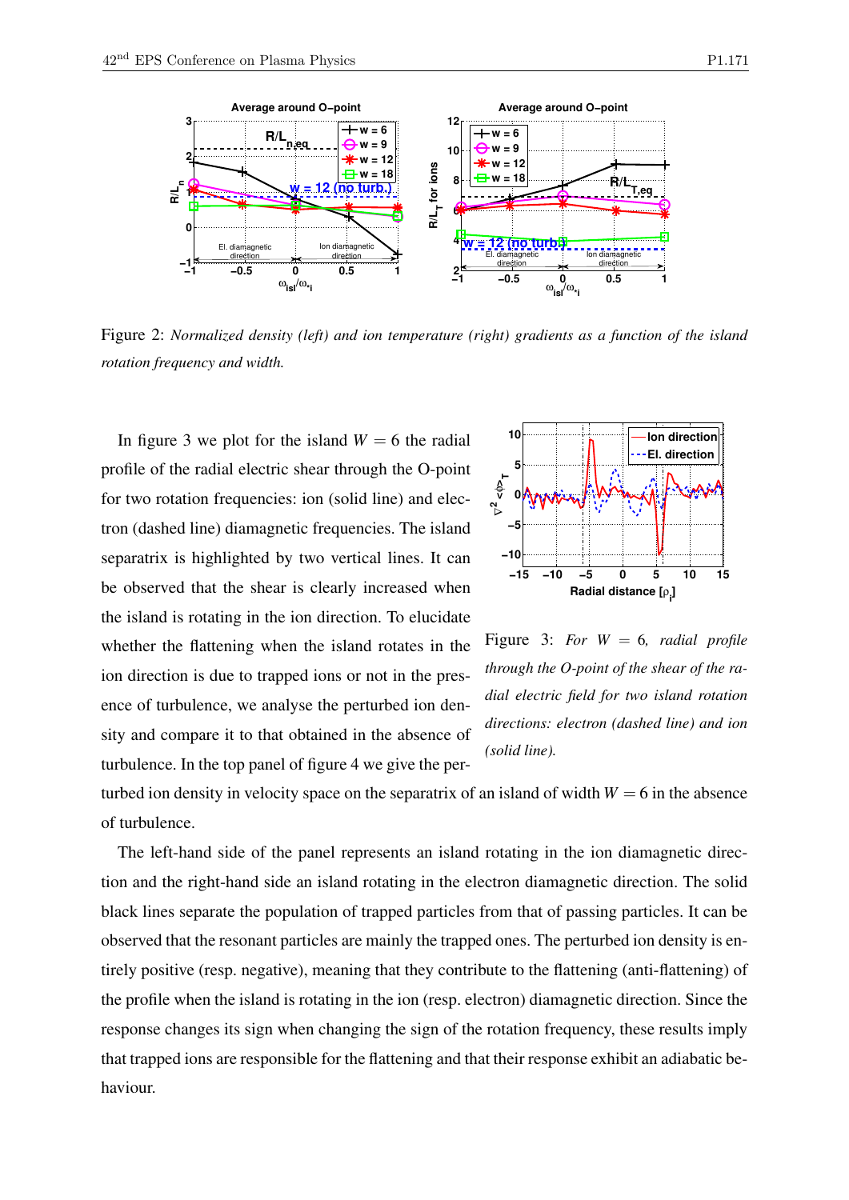Average around O–point

R/L$_{n,eq}$

w = 6
w = 9
w = 12
w = 18

w = 12 (no turb.)

R/L$_n$

3
2
1
0
−1

El. diamagnetic direction
Ion diamagnetic direction

−1 −0.5 0 0.5 1

$\omega_{isl}/\omega_{*i}$

Average around O–point

R/L$_T$ for ions

12
10
8
6
4
2

w = 6
w = 9
w = 12
w = 18

R/L$_{T,eq}$

w = 12 (no turb.)

El. diamagnetic direction
Ion diamagnetic direction

−1 −0.5 0 0.5 1

$\omega_{isl}/\omega_{*i}$

Figure 2: *Normalized density (left) and ion temperature (right) gradients as a function of the island rotation frequency and width.*

In figure 3 we plot for the island $W = 6$ the radial profile of the radial electric shear through the O-point for two rotation frequencies: ion (solid line) and electron (dashed line) diamagnetic frequencies. The island separatrix is highlighted by two vertical lines. It can be observed that the shear is clearly increased when the island is rotating in the ion direction. To elucidate whether the flattening when the island rotates in the ion direction is due to trapped ions or not in the presence of turbulence, we analyse the perturbed ion density and compare it to that obtained in the absence of turbulence. In the top panel of figure 4 we give the perturbed ion density in velocity space on the separatrix of an island of width $W = 6$ in the absence of turbulence.

Ion direction
El. direction

$\nabla^2 <\phi>_T$

10
5
0
−5
−10

−15 −10 −5 0 5 10 15

Radial distance [$\rho_i$]

Figure 3: *For $W = 6$, radial profile through the O-point of the shear of the radial electric field for two island rotation directions: electron (dashed line) and ion (solid line).*

The left-hand side of the panel represents an island rotating in the ion diamagnetic direction and the right-hand side an island rotating in the electron diamagnetic direction. The solid black lines separate the population of trapped particles from that of passing particles. It can be observed that the resonant particles are mainly the trapped ones. The perturbed ion density is entirely positive (resp. negative), meaning that they contribute to the flattening (anti-flattening) of the profile when the island is rotating in the ion (resp. electron) diamagnetic direction. Since the response changes its sign when changing the sign of the rotation frequency, these results imply that trapped ions are responsible for the flattening and that their response exhibit an adiabatic behaviour.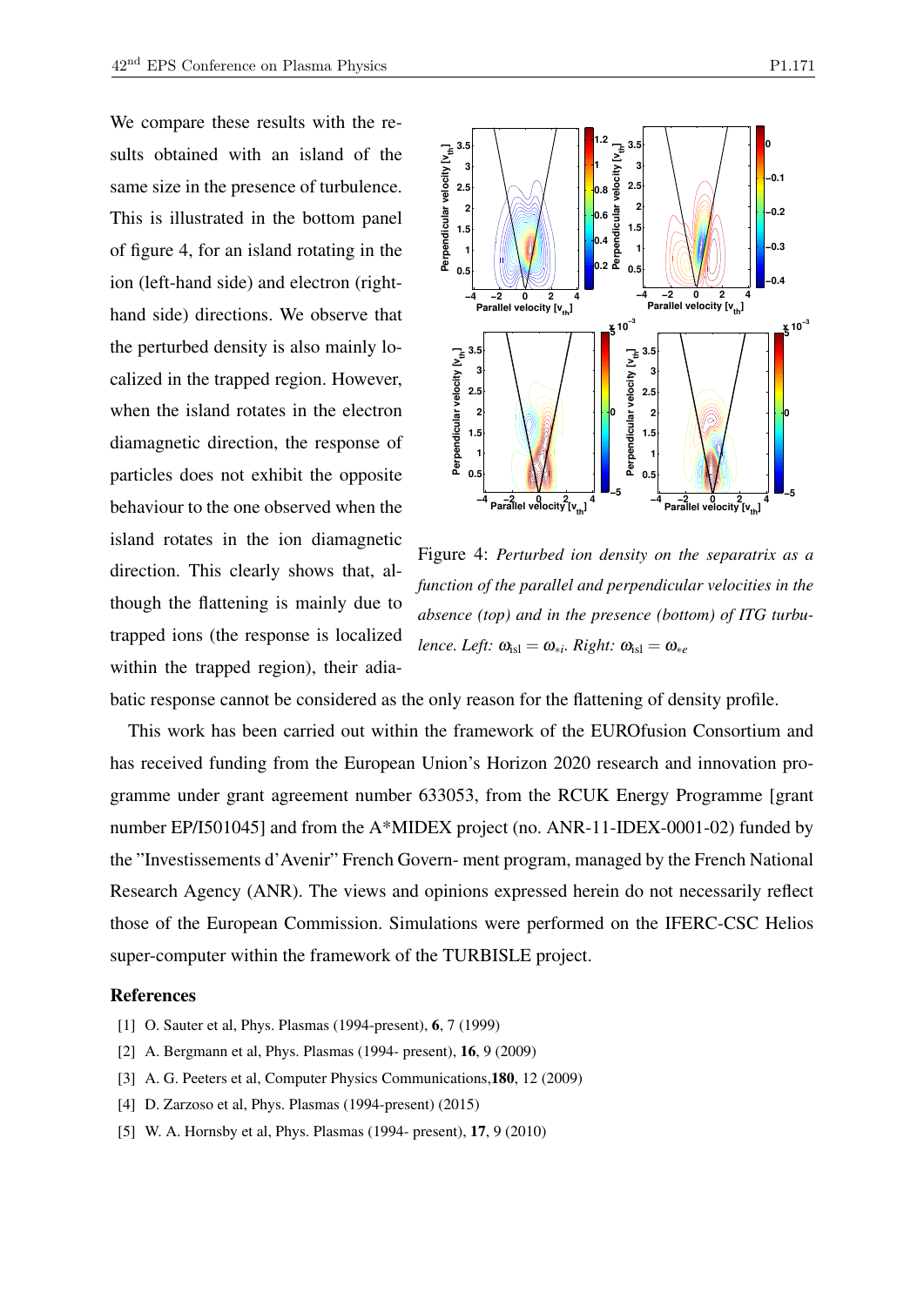We compare these results with the results obtained with an island of the same size in the presence of turbulence. This is illustrated in the bottom panel of figure 4, for an island rotating in the ion (left-hand side) and electron (right-hand side) directions. We observe that the perturbed density is also mainly localized in the trapped region. However, when the island rotates in the electron diamagnetic direction, the response of particles does not exhibit the opposite behaviour to the one observed when the island rotates in the ion diamagnetic direction. This clearly shows that, although the flattening is mainly due to trapped ions (the response is localized within the trapped region), their adiabatic response cannot be considered as the only reason for the flattening of density profile.

Perpendicular velocity [$v_{th}$]
Parallel velocity [$v_{th}$]
$x\ 10^{-3}$

Figure 4: *Perturbed ion density on the separatrix as a function of the parallel and perpendicular velocities in the absence (top) and in the presence (bottom) of ITG turbulence. Left: $\omega_{isl} = \omega_{*i}$. Right: $\omega_{isl} = \omega_{*e}$*

This work has been carried out within the framework of the EUROfusion Consortium and has received funding from the European Union's Horizon 2020 research and innovation programme under grant agreement number 633053, from the RCUK Energy Programme [grant number EP/I501045] and from the A*MIDEX project (no. ANR-11-IDEX-0001-02) funded by the "Investissements d'Avenir" French Govern- ment program, managed by the French National Research Agency (ANR). The views and opinions expressed herein do not necessarily reflect those of the European Commission. Simulations were performed on the IFERC-CSC Helios super-computer within the framework of the TURBISLE project.

## References

[1] O. Sauter et al, Phys. Plasmas (1994-present), **6**, 7 (1999)

[2] A. Bergmann et al, Phys. Plasmas (1994- present), **16**, 9 (2009)

[3] A. G. Peeters et al, Computer Physics Communications,**180**, 12 (2009)

[4] D. Zarzoso et al, Phys. Plasmas (1994-present) (2015)

[5] W. A. Hornsby et al, Phys. Plasmas (1994- present), **17**, 9 (2010)